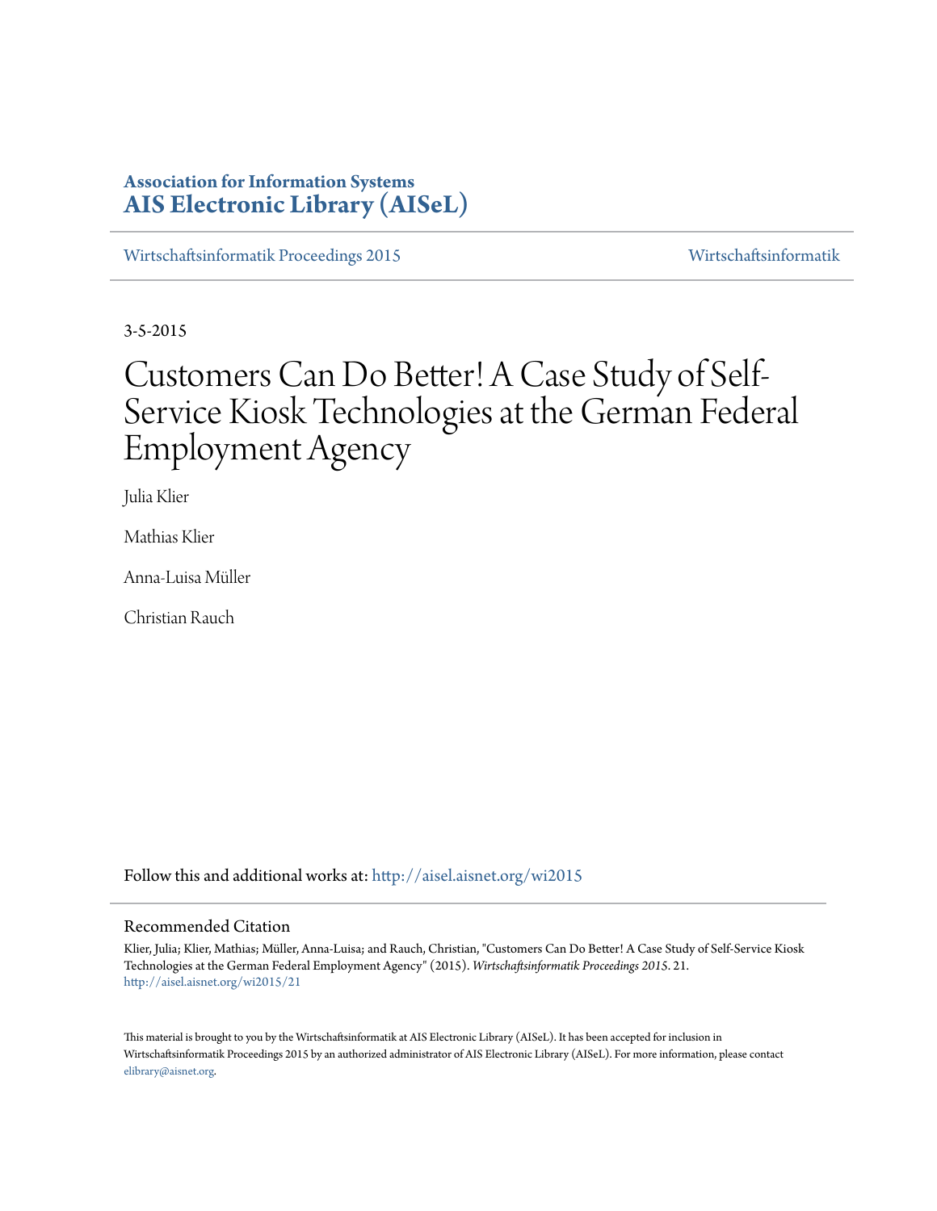**Association for Information Systems**
**AIS Electronic Library (AISeL)**

Wirtschaftsinformatik Proceedings 2015 | Wirtschaftsinformatik

3-5-2015

# Customers Can Do Better! A Case Study of Self-Service Kiosk Technologies at the German Federal Employment Agency

Julia Klier

Mathias Klier

Anna-Luisa Müller

Christian Rauch

Follow this and additional works at: http://aisel.aisnet.org/wi2015

## Recommended Citation

Klier, Julia; Klier, Mathias; Müller, Anna-Luisa; and Rauch, Christian, "Customers Can Do Better! A Case Study of Self-Service Kiosk Technologies at the German Federal Employment Agency" (2015). *Wirtschaftsinformatik Proceedings 2015*. 21.
http://aisel.aisnet.org/wi2015/21

This material is brought to you by the Wirtschaftsinformatik at AIS Electronic Library (AISeL). It has been accepted for inclusion in Wirtschaftsinformatik Proceedings 2015 by an authorized administrator of AIS Electronic Library (AISeL). For more information, please contact elibrary@aisnet.org.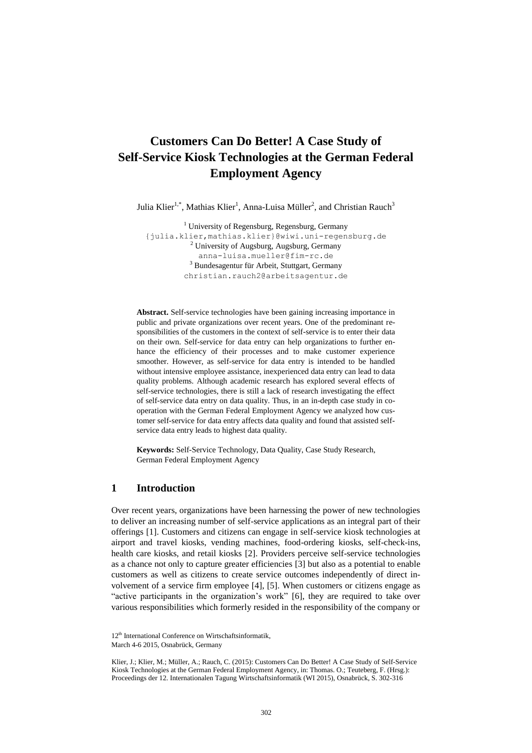# Customers Can Do Better! A Case Study of Self-Service Kiosk Technologies at the German Federal Employment Agency

Julia Klier[1,*], Mathias Klier[1], Anna-Luisa Müller[2], and Christian Rauch[3]

[1] University of Regensburg, Regensburg, Germany
{julia.klier,mathias.klier}@wiwi.uni-regensburg.de
[2] University of Augsburg, Augsburg, Germany
anna-luisa.mueller@fim-rc.de
[3] Bundesagentur für Arbeit, Stuttgart, Germany
christian.rauch2@arbeitsagentur.de

**Abstract.** Self-service technologies have been gaining increasing importance in public and private organizations over recent years. One of the predominant responsibilities of the customers in the context of self-service is to enter their data on their own. Self-service for data entry can help organizations to further enhance the efficiency of their processes and to make customer experience smoother. However, as self-service for data entry is intended to be handled without intensive employee assistance, inexperienced data entry can lead to data quality problems. Although academic research has explored several effects of self-service technologies, there is still a lack of research investigating the effect of self-service data entry on data quality. Thus, in an in-depth case study in cooperation with the German Federal Employment Agency we analyzed how customer self-service for data entry affects data quality and found that assisted self-service data entry leads to highest data quality.

**Keywords:** Self-Service Technology, Data Quality, Case Study Research, German Federal Employment Agency

## 1 Introduction

Over recent years, organizations have been harnessing the power of new technologies to deliver an increasing number of self-service applications as an integral part of their offerings [1]. Customers and citizens can engage in self-service kiosk technologies at airport and travel kiosks, vending machines, food-ordering kiosks, self-check-ins, health care kiosks, and retail kiosks [2]. Providers perceive self-service technologies as a chance not only to capture greater efficiencies [3] but also as a potential to enable customers as well as citizens to create service outcomes independently of direct involvement of a service firm employee [4], [5]. When customers or citizens engage as "active participants in the organization's work" [6], they are required to take over various responsibilities which formerly resided in the responsibility of the company or

12th International Conference on Wirtschaftsinformatik,
March 4-6 2015, Osnabrück, Germany

Klier, J.; Klier, M.; Müller, A.; Rauch, C. (2015): Customers Can Do Better! A Case Study of Self-Service Kiosk Technologies at the German Federal Employment Agency, in: Thomas. O.; Teuteberg, F. (Hrsg.): Proceedings der 12. Internationalen Tagung Wirtschaftsinformatik (WI 2015), Osnabrück, S. 302-316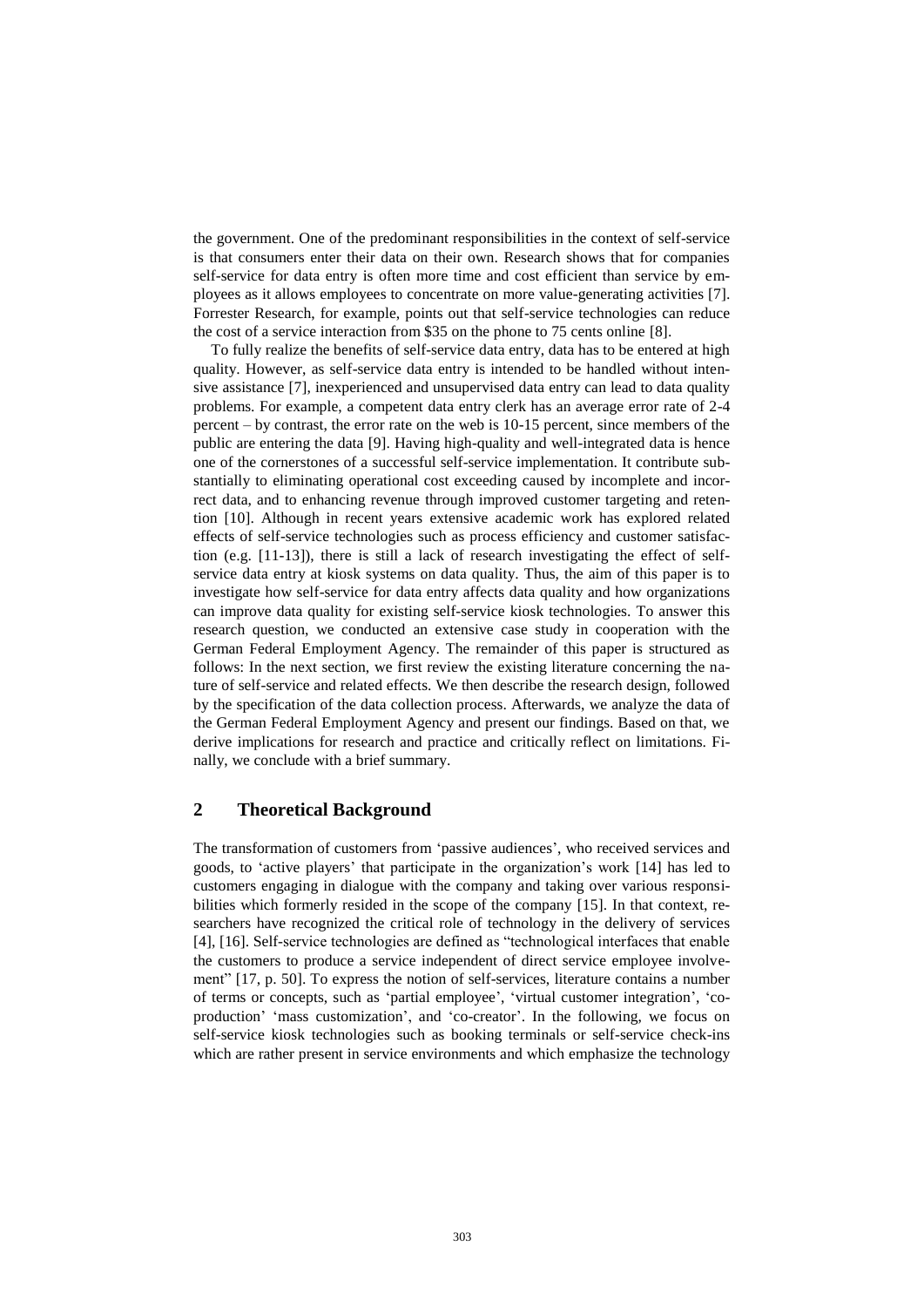the government. One of the predominant responsibilities in the context of self-service is that consumers enter their data on their own. Research shows that for companies self-service for data entry is often more time and cost efficient than service by employees as it allows employees to concentrate on more value-generating activities [7]. Forrester Research, for example, points out that self-service technologies can reduce the cost of a service interaction from $35 on the phone to 75 cents online [8].

To fully realize the benefits of self-service data entry, data has to be entered at high quality. However, as self-service data entry is intended to be handled without intensive assistance [7], inexperienced and unsupervised data entry can lead to data quality problems. For example, a competent data entry clerk has an average error rate of 2-4 percent – by contrast, the error rate on the web is 10-15 percent, since members of the public are entering the data [9]. Having high-quality and well-integrated data is hence one of the cornerstones of a successful self-service implementation. It contribute substantially to eliminating operational cost exceeding caused by incomplete and incorrect data, and to enhancing revenue through improved customer targeting and retention [10]. Although in recent years extensive academic work has explored related effects of self-service technologies such as process efficiency and customer satisfaction (e.g. [11-13]), there is still a lack of research investigating the effect of self-service data entry at kiosk systems on data quality. Thus, the aim of this paper is to investigate how self-service for data entry affects data quality and how organizations can improve data quality for existing self-service kiosk technologies. To answer this research question, we conducted an extensive case study in cooperation with the German Federal Employment Agency. The remainder of this paper is structured as follows: In the next section, we first review the existing literature concerning the nature of self-service and related effects. We then describe the research design, followed by the specification of the data collection process. Afterwards, we analyze the data of the German Federal Employment Agency and present our findings. Based on that, we derive implications for research and practice and critically reflect on limitations. Finally, we conclude with a brief summary.

## 2 Theoretical Background

The transformation of customers from 'passive audiences', who received services and goods, to 'active players' that participate in the organization's work [14] has led to customers engaging in dialogue with the company and taking over various responsibilities which formerly resided in the scope of the company [15]. In that context, researchers have recognized the critical role of technology in the delivery of services [4], [16]. Self-service technologies are defined as "technological interfaces that enable the customers to produce a service independent of direct service employee involvement" [17, p. 50]. To express the notion of self-services, literature contains a number of terms or concepts, such as 'partial employee', 'virtual customer integration', 'co-production' 'mass customization', and 'co-creator'. In the following, we focus on self-service kiosk technologies such as booking terminals or self-service check-ins which are rather present in service environments and which emphasize the technology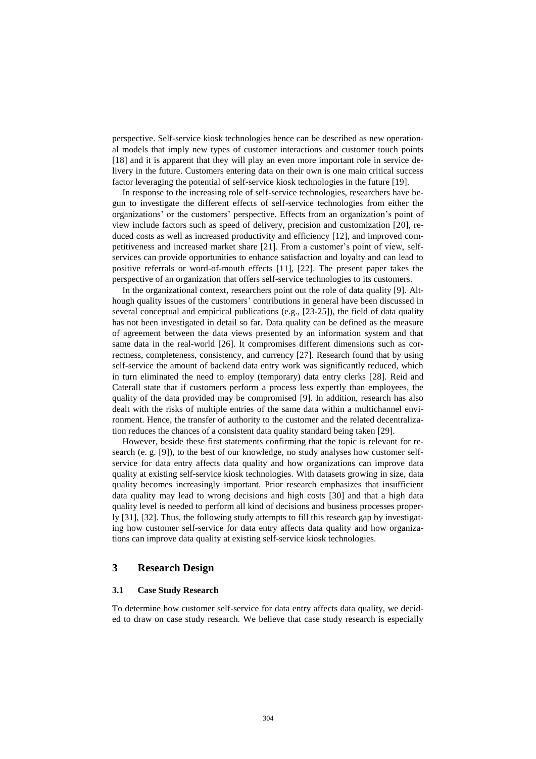perspective. Self-service kiosk technologies hence can be described as new operational models that imply new types of customer interactions and customer touch points [18] and it is apparent that they will play an even more important role in service delivery in the future. Customers entering data on their own is one main critical success factor leveraging the potential of self-service kiosk technologies in the future [19].

In response to the increasing role of self-service technologies, researchers have begun to investigate the different effects of self-service technologies from either the organizations' or the customers' perspective. Effects from an organization's point of view include factors such as speed of delivery, precision and customization [20], reduced costs as well as increased productivity and efficiency [12], and improved competitiveness and increased market share [21]. From a customer's point of view, self-services can provide opportunities to enhance satisfaction and loyalty and can lead to positive referrals or word-of-mouth effects [11], [22]. The present paper takes the perspective of an organization that offers self-service technologies to its customers.

In the organizational context, researchers point out the role of data quality [9]. Although quality issues of the customers' contributions in general have been discussed in several conceptual and empirical publications (e.g., [23-25]), the field of data quality has not been investigated in detail so far. Data quality can be defined as the measure of agreement between the data views presented by an information system and that same data in the real-world [26]. It compromises different dimensions such as correctness, completeness, consistency, and currency [27]. Research found that by using self-service the amount of backend data entry work was significantly reduced, which in turn eliminated the need to employ (temporary) data entry clerks [28]. Reid and Caterall state that if customers perform a process less expertly than employees, the quality of the data provided may be compromised [9]. In addition, research has also dealt with the risks of multiple entries of the same data within a multichannel environment. Hence, the transfer of authority to the customer and the related decentralization reduces the chances of a consistent data quality standard being taken [29].

However, beside these first statements confirming that the topic is relevant for research (e. g. [9]), to the best of our knowledge, no study analyses how customer self-service for data entry affects data quality and how organizations can improve data quality at existing self-service kiosk technologies. With datasets growing in size, data quality becomes increasingly important. Prior research emphasizes that insufficient data quality may lead to wrong decisions and high costs [30] and that a high data quality level is needed to perform all kind of decisions and business processes properly [31], [32]. Thus, the following study attempts to fill this research gap by investigating how customer self-service for data entry affects data quality and how organizations can improve data quality at existing self-service kiosk technologies.

## 3 Research Design

### 3.1 Case Study Research

To determine how customer self-service for data entry affects data quality, we decided to draw on case study research. We believe that case study research is especially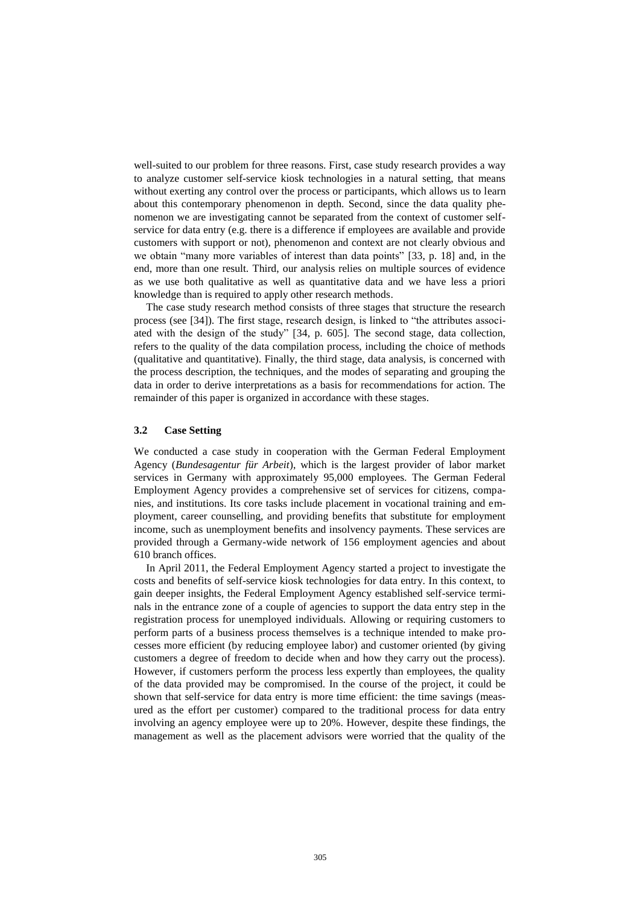well-suited to our problem for three reasons. First, case study research provides a way to analyze customer self-service kiosk technologies in a natural setting, that means without exerting any control over the process or participants, which allows us to learn about this contemporary phenomenon in depth. Second, since the data quality phenomenon we are investigating cannot be separated from the context of customer self-service for data entry (e.g. there is a difference if employees are available and provide customers with support or not), phenomenon and context are not clearly obvious and we obtain "many more variables of interest than data points" [33, p. 18] and, in the end, more than one result. Third, our analysis relies on multiple sources of evidence as we use both qualitative as well as quantitative data and we have less a priori knowledge than is required to apply other research methods.

The case study research method consists of three stages that structure the research process (see [34]). The first stage, research design, is linked to "the attributes associated with the design of the study" [34, p. 605]. The second stage, data collection, refers to the quality of the data compilation process, including the choice of methods (qualitative and quantitative). Finally, the third stage, data analysis, is concerned with the process description, the techniques, and the modes of separating and grouping the data in order to derive interpretations as a basis for recommendations for action. The remainder of this paper is organized in accordance with these stages.

### 3.2 Case Setting

We conducted a case study in cooperation with the German Federal Employment Agency (*Bundesagentur für Arbeit*), which is the largest provider of labor market services in Germany with approximately 95,000 employees. The German Federal Employment Agency provides a comprehensive set of services for citizens, companies, and institutions. Its core tasks include placement in vocational training and employment, career counselling, and providing benefits that substitute for employment income, such as unemployment benefits and insolvency payments. These services are provided through a Germany-wide network of 156 employment agencies and about 610 branch offices.

In April 2011, the Federal Employment Agency started a project to investigate the costs and benefits of self-service kiosk technologies for data entry. In this context, to gain deeper insights, the Federal Employment Agency established self-service terminals in the entrance zone of a couple of agencies to support the data entry step in the registration process for unemployed individuals. Allowing or requiring customers to perform parts of a business process themselves is a technique intended to make processes more efficient (by reducing employee labor) and customer oriented (by giving customers a degree of freedom to decide when and how they carry out the process). However, if customers perform the process less expertly than employees, the quality of the data provided may be compromised. In the course of the project, it could be shown that self-service for data entry is more time efficient: the time savings (measured as the effort per customer) compared to the traditional process for data entry involving an agency employee were up to 20%. However, despite these findings, the management as well as the placement advisors were worried that the quality of the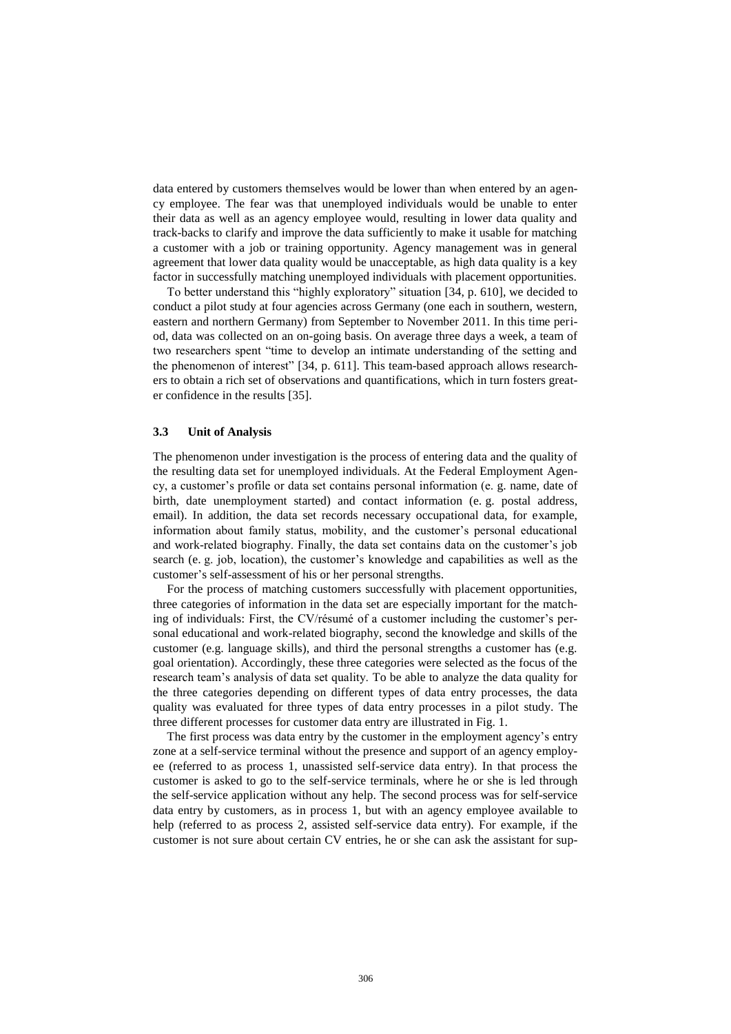data entered by customers themselves would be lower than when entered by an agency employee. The fear was that unemployed individuals would be unable to enter their data as well as an agency employee would, resulting in lower data quality and track-backs to clarify and improve the data sufficiently to make it usable for matching a customer with a job or training opportunity. Agency management was in general agreement that lower data quality would be unacceptable, as high data quality is a key factor in successfully matching unemployed individuals with placement opportunities.

To better understand this "highly exploratory" situation [34, p. 610], we decided to conduct a pilot study at four agencies across Germany (one each in southern, western, eastern and northern Germany) from September to November 2011. In this time period, data was collected on an on-going basis. On average three days a week, a team of two researchers spent "time to develop an intimate understanding of the setting and the phenomenon of interest" [34, p. 611]. This team-based approach allows researchers to obtain a rich set of observations and quantifications, which in turn fosters greater confidence in the results [35].

### 3.3 Unit of Analysis

The phenomenon under investigation is the process of entering data and the quality of the resulting data set for unemployed individuals. At the Federal Employment Agency, a customer's profile or data set contains personal information (e. g. name, date of birth, date unemployment started) and contact information (e. g. postal address, email). In addition, the data set records necessary occupational data, for example, information about family status, mobility, and the customer's personal educational and work-related biography. Finally, the data set contains data on the customer's job search (e. g. job, location), the customer's knowledge and capabilities as well as the customer's self-assessment of his or her personal strengths.

For the process of matching customers successfully with placement opportunities, three categories of information in the data set are especially important for the matching of individuals: First, the CV/résumé of a customer including the customer's personal educational and work-related biography, second the knowledge and skills of the customer (e.g. language skills), and third the personal strengths a customer has (e.g. goal orientation). Accordingly, these three categories were selected as the focus of the research team's analysis of data set quality. To be able to analyze the data quality for the three categories depending on different types of data entry processes, the data quality was evaluated for three types of data entry processes in a pilot study. The three different processes for customer data entry are illustrated in Fig. 1.

The first process was data entry by the customer in the employment agency's entry zone at a self-service terminal without the presence and support of an agency employee (referred to as process 1, unassisted self-service data entry). In that process the customer is asked to go to the self-service terminals, where he or she is led through the self-service application without any help. The second process was for self-service data entry by customers, as in process 1, but with an agency employee available to help (referred to as process 2, assisted self-service data entry). For example, if the customer is not sure about certain CV entries, he or she can ask the assistant for sup-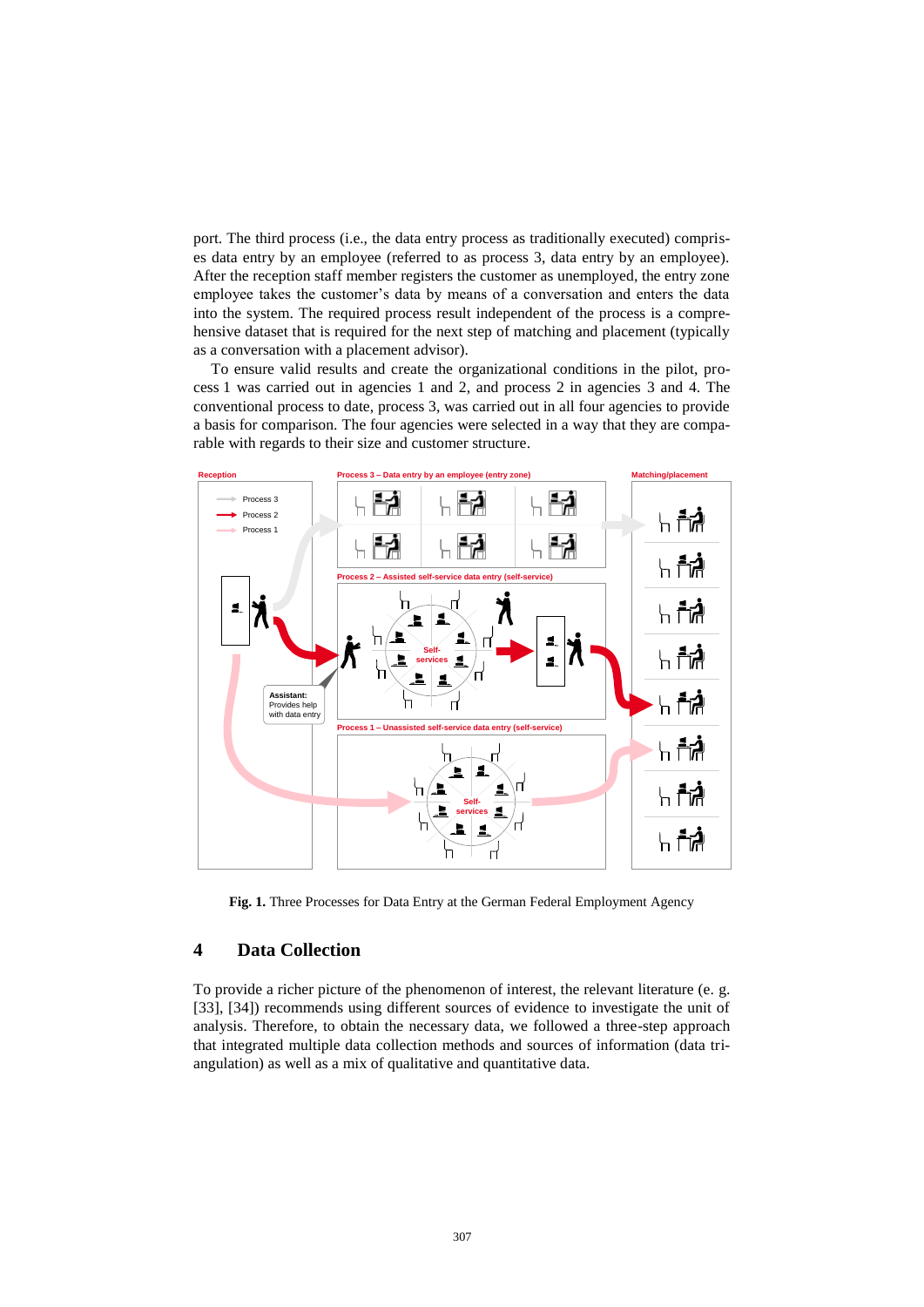port. The third process (i.e., the data entry process as traditionally executed) comprises data entry by an employee (referred to as process 3, data entry by an employee). After the reception staff member registers the customer as unemployed, the entry zone employee takes the customer's data by means of a conversation and enters the data into the system. The required process result independent of the process is a comprehensive dataset that is required for the next step of matching and placement (typically as a conversation with a placement advisor).

To ensure valid results and create the organizational conditions in the pilot, process 1 was carried out in agencies 1 and 2, and process 2 in agencies 3 and 4. The conventional process to date, process 3, was carried out in all four agencies to provide a basis for comparison. The four agencies were selected in a way that they are comparable with regards to their size and customer structure.

**Fig. 1.** Three Processes for Data Entry at the German Federal Employment Agency

## 4 Data Collection

To provide a richer picture of the phenomenon of interest, the relevant literature (e. g. [33], [34]) recommends using different sources of evidence to investigate the unit of analysis. Therefore, to obtain the necessary data, we followed a three-step approach that integrated multiple data collection methods and sources of information (data triangulation) as well as a mix of qualitative and quantitative data.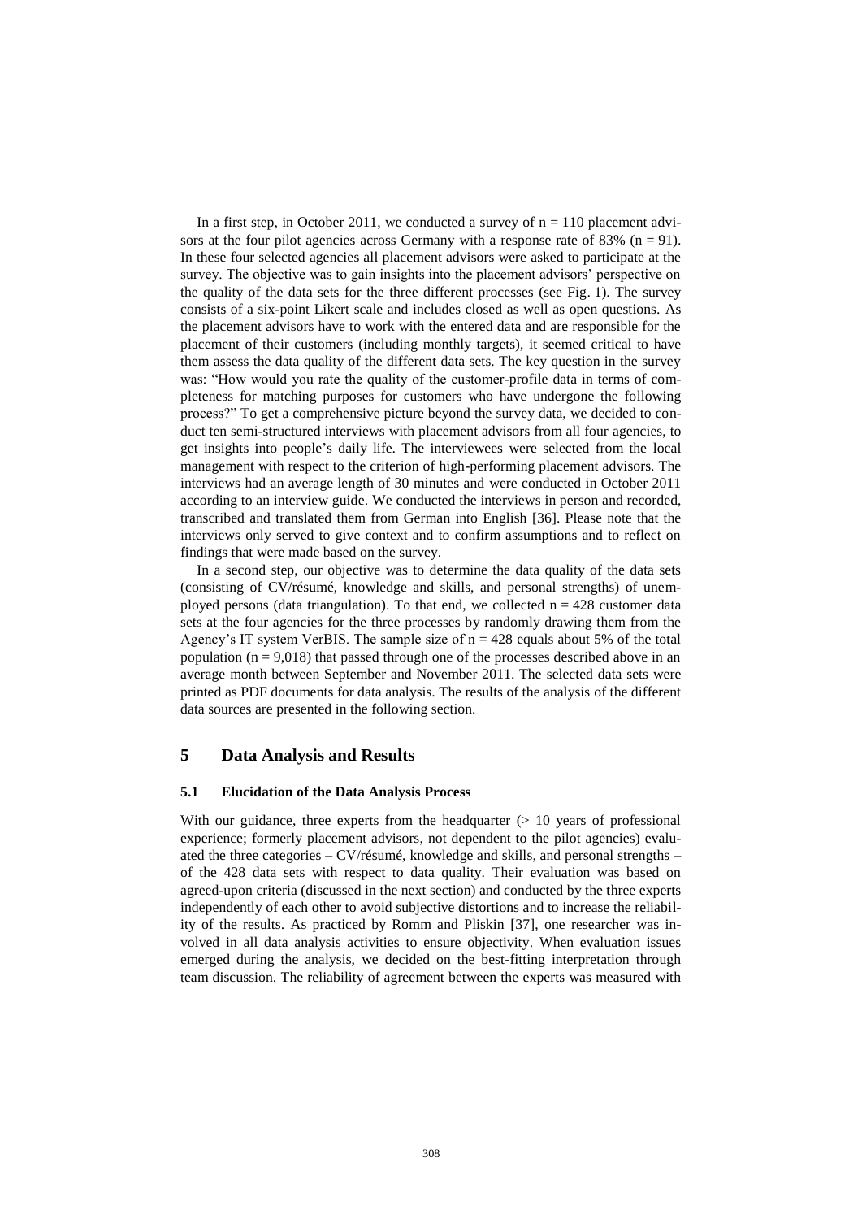In a first step, in October 2011, we conducted a survey of n = 110 placement advisors at the four pilot agencies across Germany with a response rate of 83% (n = 91). In these four selected agencies all placement advisors were asked to participate at the survey. The objective was to gain insights into the placement advisors' perspective on the quality of the data sets for the three different processes (see Fig. 1). The survey consists of a six-point Likert scale and includes closed as well as open questions. As the placement advisors have to work with the entered data and are responsible for the placement of their customers (including monthly targets), it seemed critical to have them assess the data quality of the different data sets. The key question in the survey was: "How would you rate the quality of the customer-profile data in terms of completeness for matching purposes for customers who have undergone the following process?" To get a comprehensive picture beyond the survey data, we decided to conduct ten semi-structured interviews with placement advisors from all four agencies, to get insights into people's daily life. The interviewees were selected from the local management with respect to the criterion of high-performing placement advisors. The interviews had an average length of 30 minutes and were conducted in October 2011 according to an interview guide. We conducted the interviews in person and recorded, transcribed and translated them from German into English [36]. Please note that the interviews only served to give context and to confirm assumptions and to reflect on findings that were made based on the survey.

In a second step, our objective was to determine the data quality of the data sets (consisting of CV/résumé, knowledge and skills, and personal strengths) of unemployed persons (data triangulation). To that end, we collected n = 428 customer data sets at the four agencies for the three processes by randomly drawing them from the Agency's IT system VerBIS. The sample size of n = 428 equals about 5% of the total population (n = 9,018) that passed through one of the processes described above in an average month between September and November 2011. The selected data sets were printed as PDF documents for data analysis. The results of the analysis of the different data sources are presented in the following section.

## 5 Data Analysis and Results

### 5.1 Elucidation of the Data Analysis Process

With our guidance, three experts from the headquarter (> 10 years of professional experience; formerly placement advisors, not dependent to the pilot agencies) evaluated the three categories – CV/résumé, knowledge and skills, and personal strengths – of the 428 data sets with respect to data quality. Their evaluation was based on agreed-upon criteria (discussed in the next section) and conducted by the three experts independently of each other to avoid subjective distortions and to increase the reliability of the results. As practiced by Romm and Pliskin [37], one researcher was involved in all data analysis activities to ensure objectivity. When evaluation issues emerged during the analysis, we decided on the best-fitting interpretation through team discussion. The reliability of agreement between the experts was measured with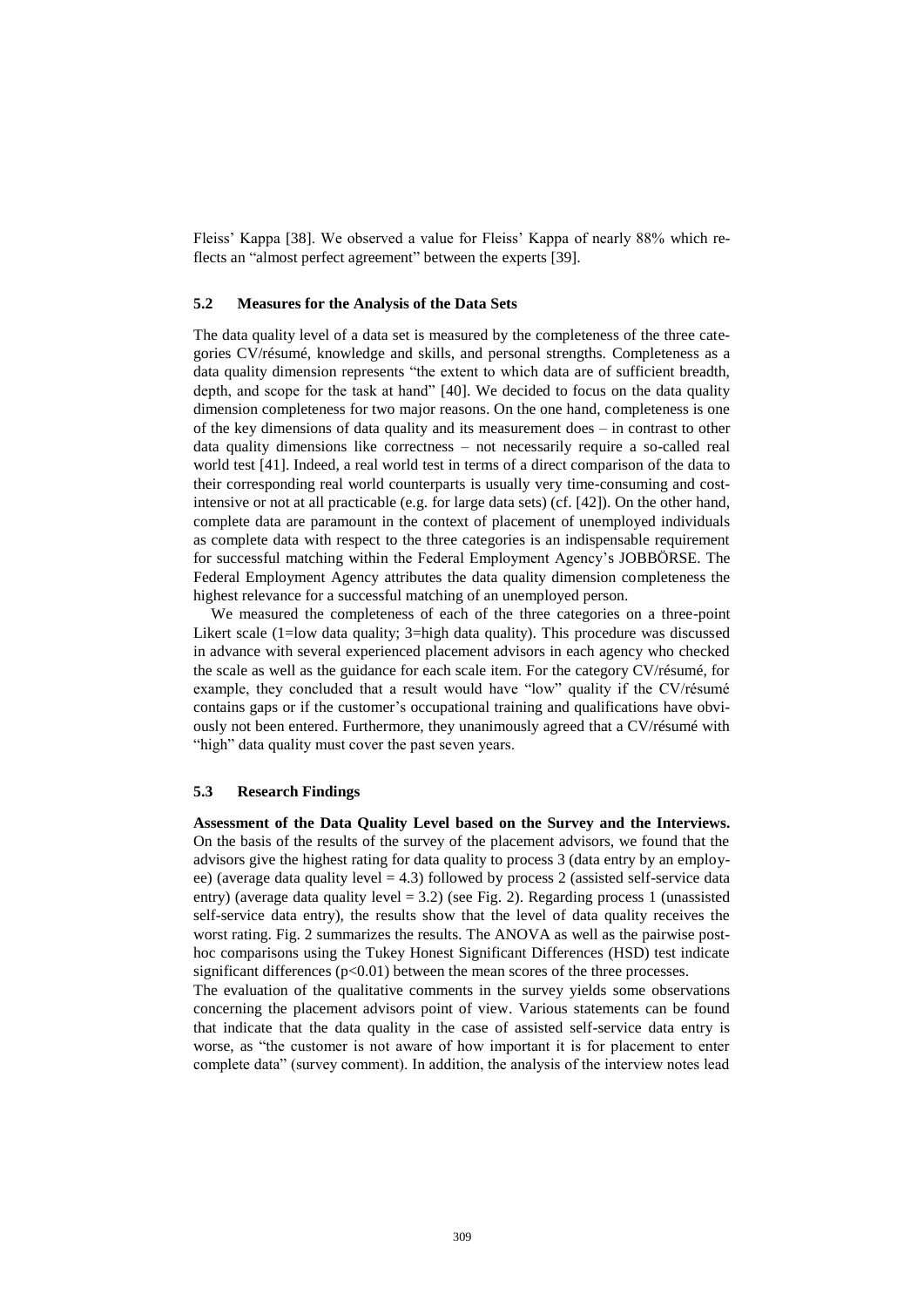Fleiss' Kappa [38]. We observed a value for Fleiss' Kappa of nearly 88% which reflects an "almost perfect agreement" between the experts [39].

### 5.2 Measures for the Analysis of the Data Sets

The data quality level of a data set is measured by the completeness of the three categories CV/résumé, knowledge and skills, and personal strengths. Completeness as a data quality dimension represents "the extent to which data are of sufficient breadth, depth, and scope for the task at hand" [40]. We decided to focus on the data quality dimension completeness for two major reasons. On the one hand, completeness is one of the key dimensions of data quality and its measurement does – in contrast to other data quality dimensions like correctness – not necessarily require a so-called real world test [41]. Indeed, a real world test in terms of a direct comparison of the data to their corresponding real world counterparts is usually very time-consuming and cost-intensive or not at all practicable (e.g. for large data sets) (cf. [42]). On the other hand, complete data are paramount in the context of placement of unemployed individuals as complete data with respect to the three categories is an indispensable requirement for successful matching within the Federal Employment Agency's JOBBÖRSE. The Federal Employment Agency attributes the data quality dimension completeness the highest relevance for a successful matching of an unemployed person.

We measured the completeness of each of the three categories on a three-point Likert scale (1=low data quality; 3=high data quality). This procedure was discussed in advance with several experienced placement advisors in each agency who checked the scale as well as the guidance for each scale item. For the category CV/résumé, for example, they concluded that a result would have "low" quality if the CV/résumé contains gaps or if the customer's occupational training and qualifications have obviously not been entered. Furthermore, they unanimously agreed that a CV/résumé with "high" data quality must cover the past seven years.

### 5.3 Research Findings

**Assessment of the Data Quality Level based on the Survey and the Interviews.** On the basis of the results of the survey of the placement advisors, we found that the advisors give the highest rating for data quality to process 3 (data entry by an employee) (average data quality level = 4.3) followed by process 2 (assisted self-service data entry) (average data quality level = 3.2) (see Fig. 2). Regarding process 1 (unassisted self-service data entry), the results show that the level of data quality receives the worst rating. Fig. 2 summarizes the results. The ANOVA as well as the pairwise post-hoc comparisons using the Tukey Honest Significant Differences (HSD) test indicate significant differences ($p<0.01$) between the mean scores of the three processes.

The evaluation of the qualitative comments in the survey yields some observations concerning the placement advisors point of view. Various statements can be found that indicate that the data quality in the case of assisted self-service data entry is worse, as "the customer is not aware of how important it is for placement to enter complete data" (survey comment). In addition, the analysis of the interview notes lead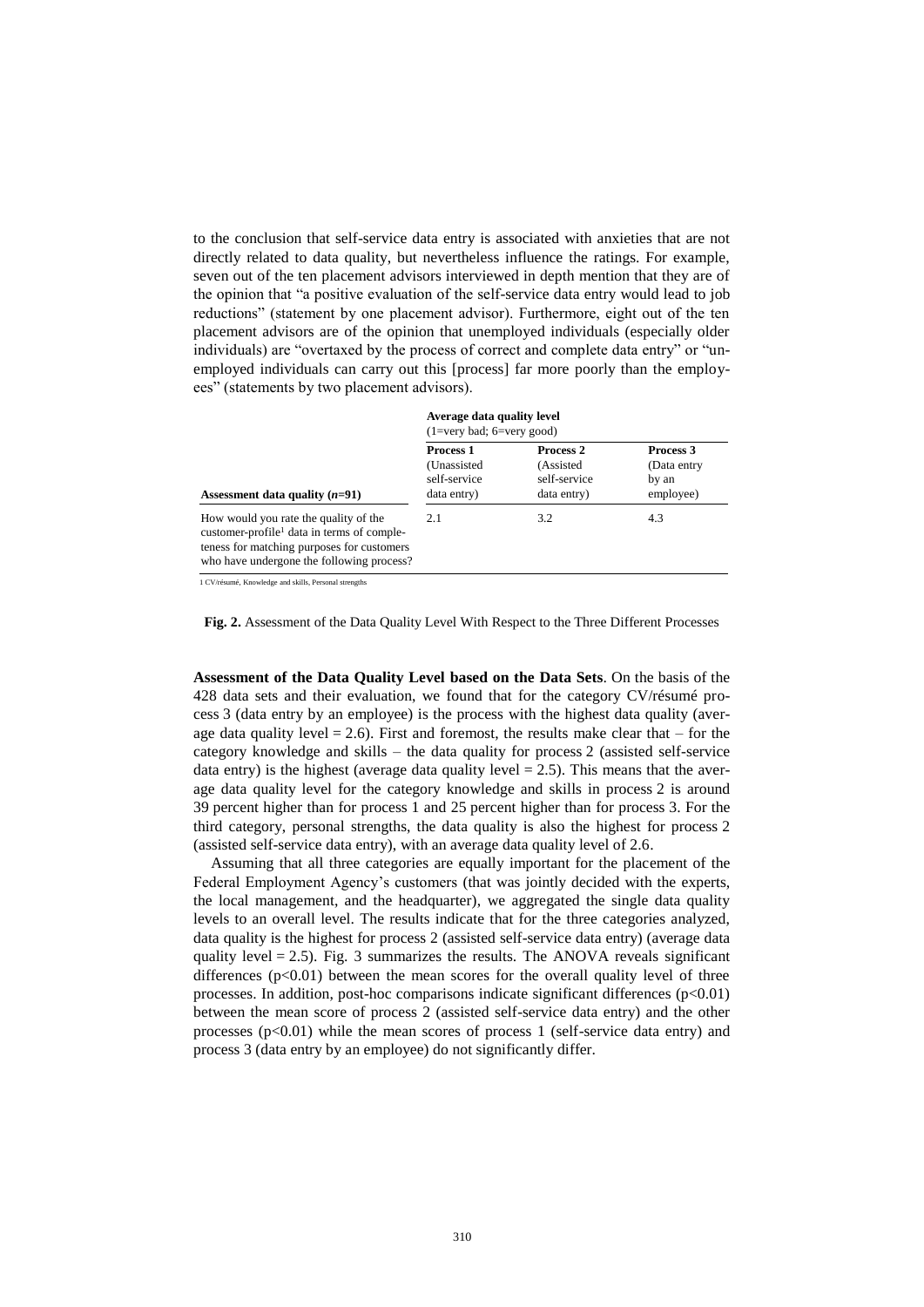to the conclusion that self-service data entry is associated with anxieties that are not directly related to data quality, but nevertheless influence the ratings. For example, seven out of the ten placement advisors interviewed in depth mention that they are of the opinion that "a positive evaluation of the self-service data entry would lead to job reductions" (statement by one placement advisor). Furthermore, eight out of the ten placement advisors are of the opinion that unemployed individuals (especially older individuals) are "overtaxed by the process of correct and complete data entry" or "unemployed individuals can carry out this [process] far more poorly than the employees" (statements by two placement advisors).

| | **Average data quality level** (1=very bad; 6=very good) | | |
|---|---|---|---|
| **Assessment data quality (*n*=91)** | **Process 1** (Unassisted self-service data entry) | **Process 2** (Assisted self-service data entry) | **Process 3** (Data entry by an employee) |
| How would you rate the quality of the customer-profile[1] data in terms of completeness for matching purposes for customers who have undergone the following process? | 2.1 | 3.2 | 4.3 |

1 CV/résumé, Knowledge and skills, Personal strengths

**Fig. 2.** Assessment of the Data Quality Level With Respect to the Three Different Processes

**Assessment of the Data Quality Level based on the Data Sets**. On the basis of the 428 data sets and their evaluation, we found that for the category CV/résumé process 3 (data entry by an employee) is the process with the highest data quality (average data quality level = 2.6). First and foremost, the results make clear that – for the category knowledge and skills – the data quality for process 2 (assisted self-service data entry) is the highest (average data quality level = 2.5). This means that the average data quality level for the category knowledge and skills in process 2 is around 39 percent higher than for process 1 and 25 percent higher than for process 3. For the third category, personal strengths, the data quality is also the highest for process 2 (assisted self-service data entry), with an average data quality level of 2.6.

Assuming that all three categories are equally important for the placement of the Federal Employment Agency's customers (that was jointly decided with the experts, the local management, and the headquarter), we aggregated the single data quality levels to an overall level. The results indicate that for the three categories analyzed, data quality is the highest for process 2 (assisted self-service data entry) (average data quality level = 2.5). Fig. 3 summarizes the results. The ANOVA reveals significant differences ($p<0.01$) between the mean scores for the overall quality level of three processes. In addition, post-hoc comparisons indicate significant differences ($p<0.01$) between the mean score of process 2 (assisted self-service data entry) and the other processes ($p<0.01$) while the mean scores of process 1 (self-service data entry) and process 3 (data entry by an employee) do not significantly differ.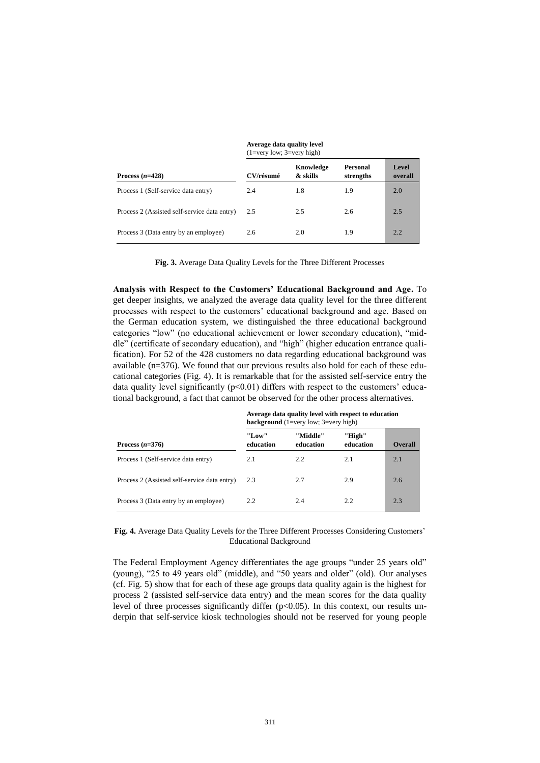| Process ($n$=428) | Average data quality level (1=very low; 3=very high) | | | |
|---|---|---|---|---|
| | CV/résumé | Knowledge & skills | Personal strengths | Level overall |
| Process 1 (Self-service data entry) | 2.4 | 1.8 | 1.9 | 2.0 |
| Process 2 (Assisted self-service data entry) | 2.5 | 2.5 | 2.6 | 2.5 |
| Process 3 (Data entry by an employee) | 2.6 | 2.0 | 1.9 | 2.2 |

**Fig. 3.** Average Data Quality Levels for the Three Different Processes

**Analysis with Respect to the Customers' Educational Background and Age.** To get deeper insights, we analyzed the average data quality level for the three different processes with respect to the customers' educational background and age. Based on the German education system, we distinguished the three educational background categories "low" (no educational achievement or lower secondary education), "middle" (certificate of secondary education), and "high" (higher education entrance qualification). For 52 of the 428 customers no data regarding educational background was available (n=376). We found that our previous results also hold for each of these educational categories (Fig. 4). It is remarkable that for the assisted self-service entry the data quality level significantly ($p<0.01$) differs with respect to the customers' educational background, a fact that cannot be observed for the other process alternatives.

| Process ($n$=376) | **Average data quality level with respect to education background** (1=very low; 3=very high) | | | |
|---|---|---|---|---|
| | "Low" education | "Middle" education | "High" education | Overall |
| Process 1 (Self-service data entry) | 2.1 | 2.2 | 2.1 | 2.1 |
| Process 2 (Assisted self-service data entry) | 2.3 | 2.7 | 2.9 | 2.6 |
| Process 3 (Data entry by an employee) | 2.2 | 2.4 | 2.2 | 2.3 |

**Fig. 4.** Average Data Quality Levels for the Three Different Processes Considering Customers' Educational Background

The Federal Employment Agency differentiates the age groups "under 25 years old" (young), "25 to 49 years old" (middle), and "50 years and older" (old). Our analyses (cf. Fig. 5) show that for each of these age groups data quality again is the highest for process 2 (assisted self-service data entry) and the mean scores for the data quality level of three processes significantly differ ($p<0.05$). In this context, our results underpin that self-service kiosk technologies should not be reserved for young people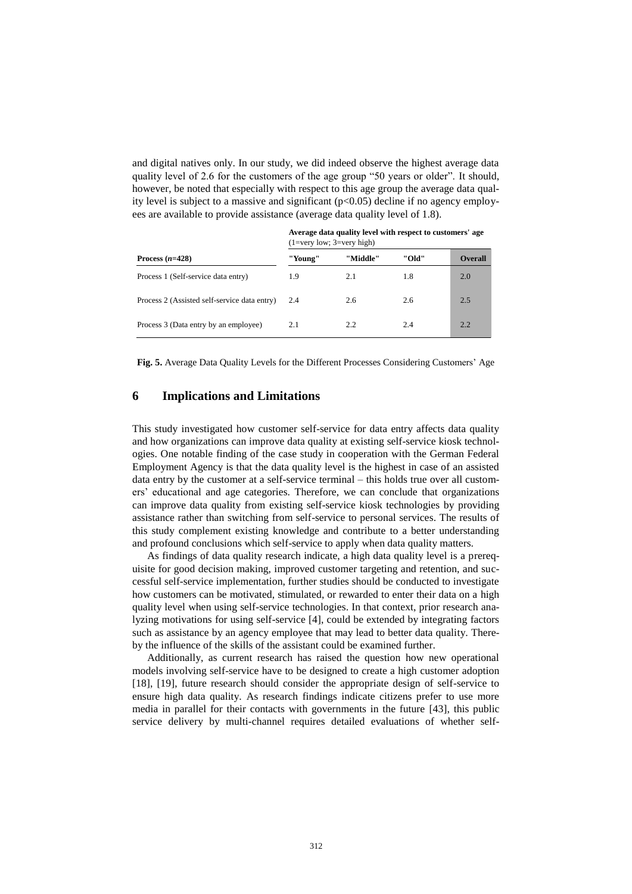and digital natives only. In our study, we did indeed observe the highest average data quality level of 2.6 for the customers of the age group "50 years or older". It should, however, be noted that especially with respect to this age group the average data quality level is subject to a massive and significant ($p<0.05$) decline if no agency employees are available to provide assistance (average data quality level of 1.8).

| | **Average data quality level with respect to customers' age** (1=very low; 3=very high) | | | |
|---|---|---|---|---|
| **Process (*n*=428)** | **"Young"** | **"Middle"** | **"Old"** | **Overall** |
| Process 1 (Self-service data entry) | 1.9 | 2.1 | 1.8 | 2.0 |
| Process 2 (Assisted self-service data entry) | 2.4 | 2.6 | 2.6 | 2.5 |
| Process 3 (Data entry by an employee) | 2.1 | 2.2 | 2.4 | 2.2 |

**Fig. 5.** Average Data Quality Levels for the Different Processes Considering Customers' Age

## 6 Implications and Limitations

This study investigated how customer self-service for data entry affects data quality and how organizations can improve data quality at existing self-service kiosk technologies. One notable finding of the case study in cooperation with the German Federal Employment Agency is that the data quality level is the highest in case of an assisted data entry by the customer at a self-service terminal – this holds true over all customers' educational and age categories. Therefore, we can conclude that organizations can improve data quality from existing self-service kiosk technologies by providing assistance rather than switching from self-service to personal services. The results of this study complement existing knowledge and contribute to a better understanding and profound conclusions which self-service to apply when data quality matters.

As findings of data quality research indicate, a high data quality level is a prerequisite for good decision making, improved customer targeting and retention, and successful self-service implementation, further studies should be conducted to investigate how customers can be motivated, stimulated, or rewarded to enter their data on a high quality level when using self-service technologies. In that context, prior research analyzing motivations for using self-service [4], could be extended by integrating factors such as assistance by an agency employee that may lead to better data quality. Thereby the influence of the skills of the assistant could be examined further.

Additionally, as current research has raised the question how new operational models involving self-service have to be designed to create a high customer adoption [18], [19], future research should consider the appropriate design of self-service to ensure high data quality. As research findings indicate citizens prefer to use more media in parallel for their contacts with governments in the future [43], this public service delivery by multi-channel requires detailed evaluations of whether self-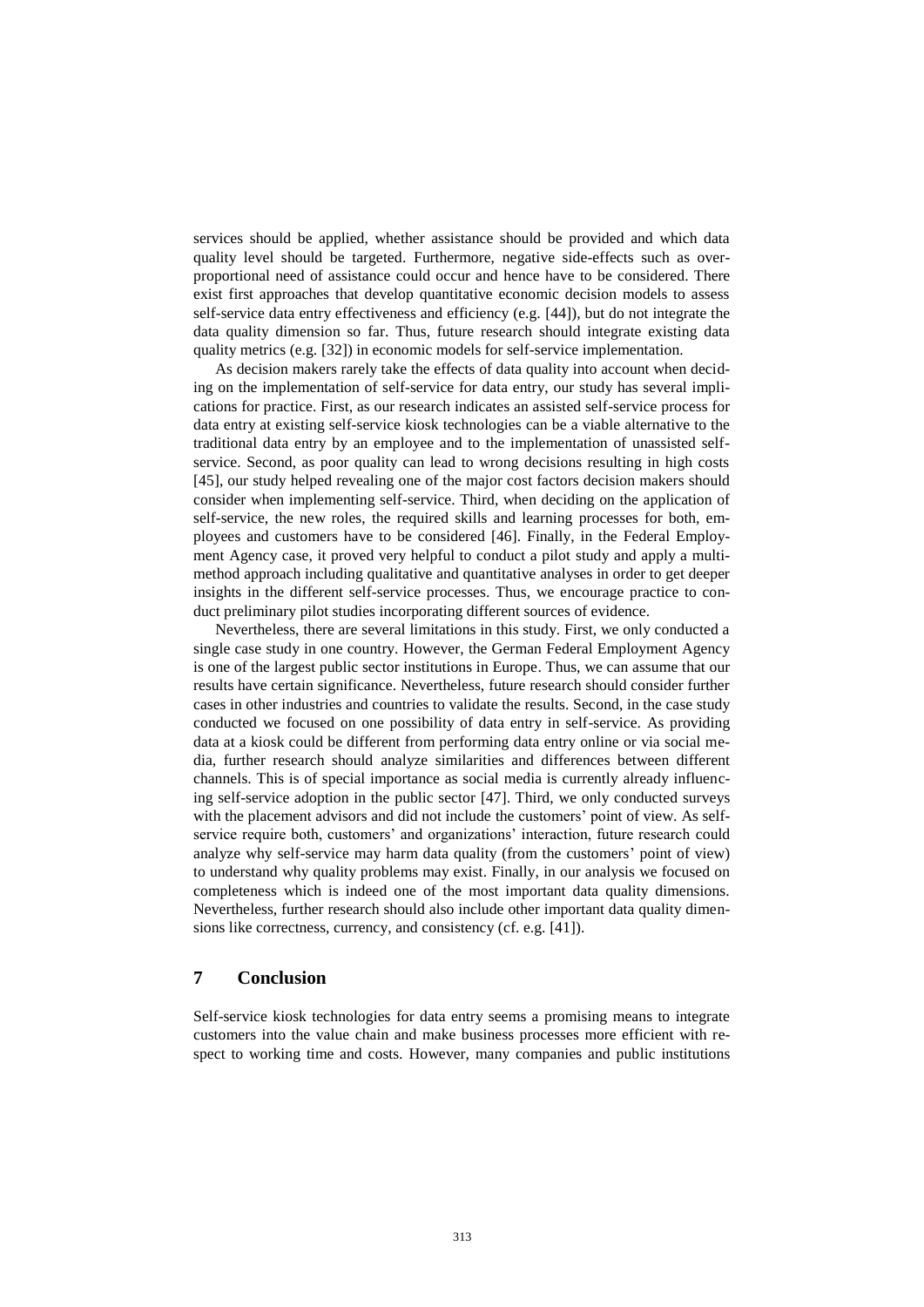services should be applied, whether assistance should be provided and which data quality level should be targeted. Furthermore, negative side-effects such as over-proportional need of assistance could occur and hence have to be considered. There exist first approaches that develop quantitative economic decision models to assess self-service data entry effectiveness and efficiency (e.g. [44]), but do not integrate the data quality dimension so far. Thus, future research should integrate existing data quality metrics (e.g. [32]) in economic models for self-service implementation.

As decision makers rarely take the effects of data quality into account when deciding on the implementation of self-service for data entry, our study has several implications for practice. First, as our research indicates an assisted self-service process for data entry at existing self-service kiosk technologies can be a viable alternative to the traditional data entry by an employee and to the implementation of unassisted self-service. Second, as poor quality can lead to wrong decisions resulting in high costs [45], our study helped revealing one of the major cost factors decision makers should consider when implementing self-service. Third, when deciding on the application of self-service, the new roles, the required skills and learning processes for both, employees and customers have to be considered [46]. Finally, in the Federal Employment Agency case, it proved very helpful to conduct a pilot study and apply a multi-method approach including qualitative and quantitative analyses in order to get deeper insights in the different self-service processes. Thus, we encourage practice to conduct preliminary pilot studies incorporating different sources of evidence.

Nevertheless, there are several limitations in this study. First, we only conducted a single case study in one country. However, the German Federal Employment Agency is one of the largest public sector institutions in Europe. Thus, we can assume that our results have certain significance. Nevertheless, future research should consider further cases in other industries and countries to validate the results. Second, in the case study conducted we focused on one possibility of data entry in self-service. As providing data at a kiosk could be different from performing data entry online or via social media, further research should analyze similarities and differences between different channels. This is of special importance as social media is currently already influencing self-service adoption in the public sector [47]. Third, we only conducted surveys with the placement advisors and did not include the customers' point of view. As self-service require both, customers' and organizations' interaction, future research could analyze why self-service may harm data quality (from the customers' point of view) to understand why quality problems may exist. Finally, in our analysis we focused on completeness which is indeed one of the most important data quality dimensions. Nevertheless, further research should also include other important data quality dimensions like correctness, currency, and consistency (cf. e.g. [41]).

## 7 Conclusion

Self-service kiosk technologies for data entry seems a promising means to integrate customers into the value chain and make business processes more efficient with respect to working time and costs. However, many companies and public institutions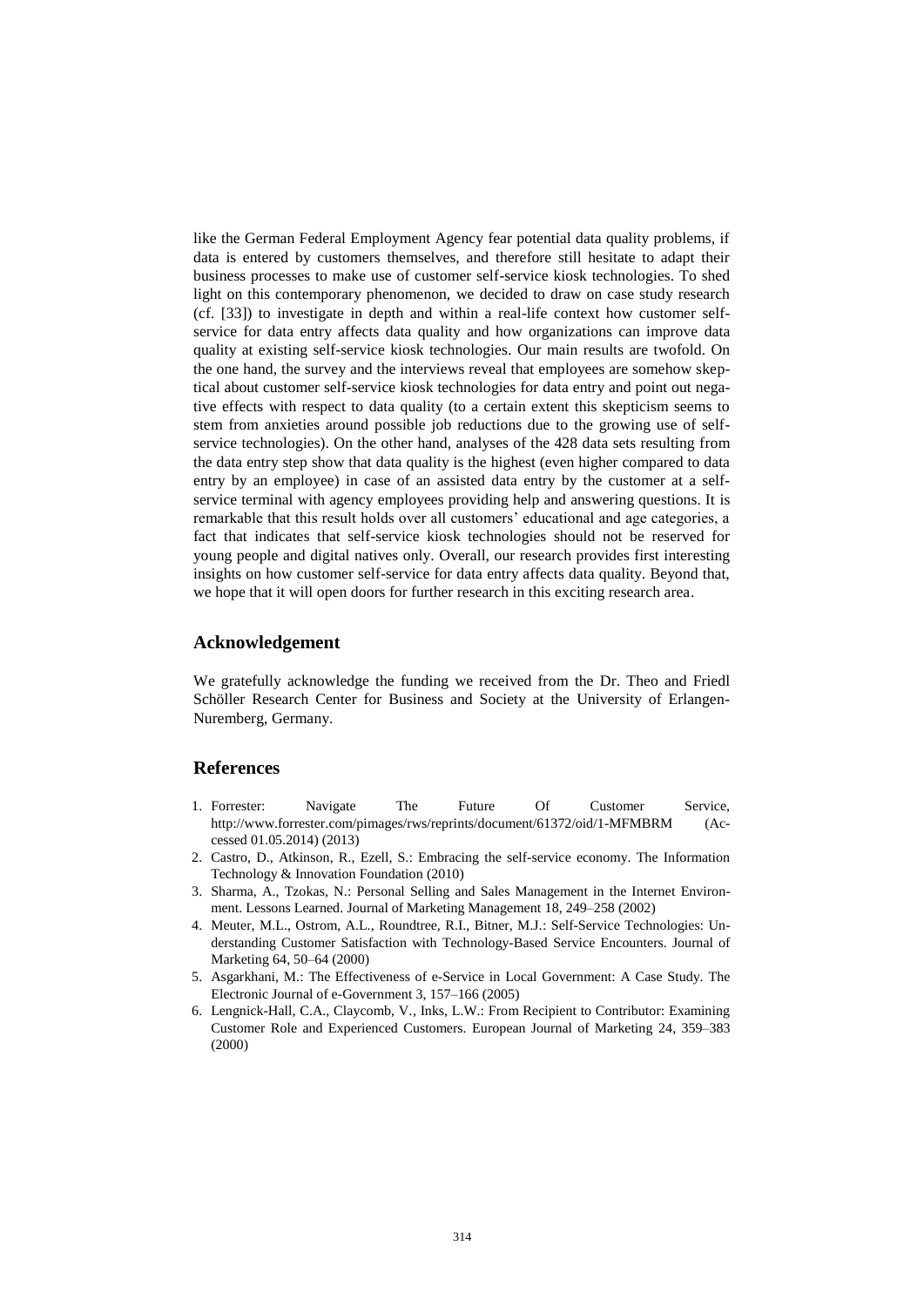like the German Federal Employment Agency fear potential data quality problems, if data is entered by customers themselves, and therefore still hesitate to adapt their business processes to make use of customer self-service kiosk technologies. To shed light on this contemporary phenomenon, we decided to draw on case study research (cf. [33]) to investigate in depth and within a real-life context how customer self-service for data entry affects data quality and how organizations can improve data quality at existing self-service kiosk technologies. Our main results are twofold. On the one hand, the survey and the interviews reveal that employees are somehow skeptical about customer self-service kiosk technologies for data entry and point out negative effects with respect to data quality (to a certain extent this skepticism seems to stem from anxieties around possible job reductions due to the growing use of self-service technologies). On the other hand, analyses of the 428 data sets resulting from the data entry step show that data quality is the highest (even higher compared to data entry by an employee) in case of an assisted data entry by the customer at a self-service terminal with agency employees providing help and answering questions. It is remarkable that this result holds over all customers' educational and age categories, a fact that indicates that self-service kiosk technologies should not be reserved for young people and digital natives only. Overall, our research provides first interesting insights on how customer self-service for data entry affects data quality. Beyond that, we hope that it will open doors for further research in this exciting research area.

## Acknowledgement

We gratefully acknowledge the funding we received from the Dr. Theo and Friedl Schöller Research Center for Business and Society at the University of Erlangen-Nuremberg, Germany.

## References

1. Forrester: Navigate The Future Of Customer Service, http://www.forrester.com/pimages/rws/reprints/document/61372/oid/1-MFMBRM (Accessed 01.05.2014) (2013)
2. Castro, D., Atkinson, R., Ezell, S.: Embracing the self-service economy. The Information Technology & Innovation Foundation (2010)
3. Sharma, A., Tzokas, N.: Personal Selling and Sales Management in the Internet Environment. Lessons Learned. Journal of Marketing Management 18, 249–258 (2002)
4. Meuter, M.L., Ostrom, A.L., Roundtree, R.I., Bitner, M.J.: Self-Service Technologies: Understanding Customer Satisfaction with Technology-Based Service Encounters. Journal of Marketing 64, 50–64 (2000)
5. Asgarkhani, M.: The Effectiveness of e-Service in Local Government: A Case Study. The Electronic Journal of e-Government 3, 157–166 (2005)
6. Lengnick-Hall, C.A., Claycomb, V., Inks, L.W.: From Recipient to Contributor: Examining Customer Role and Experienced Customers. European Journal of Marketing 24, 359–383 (2000)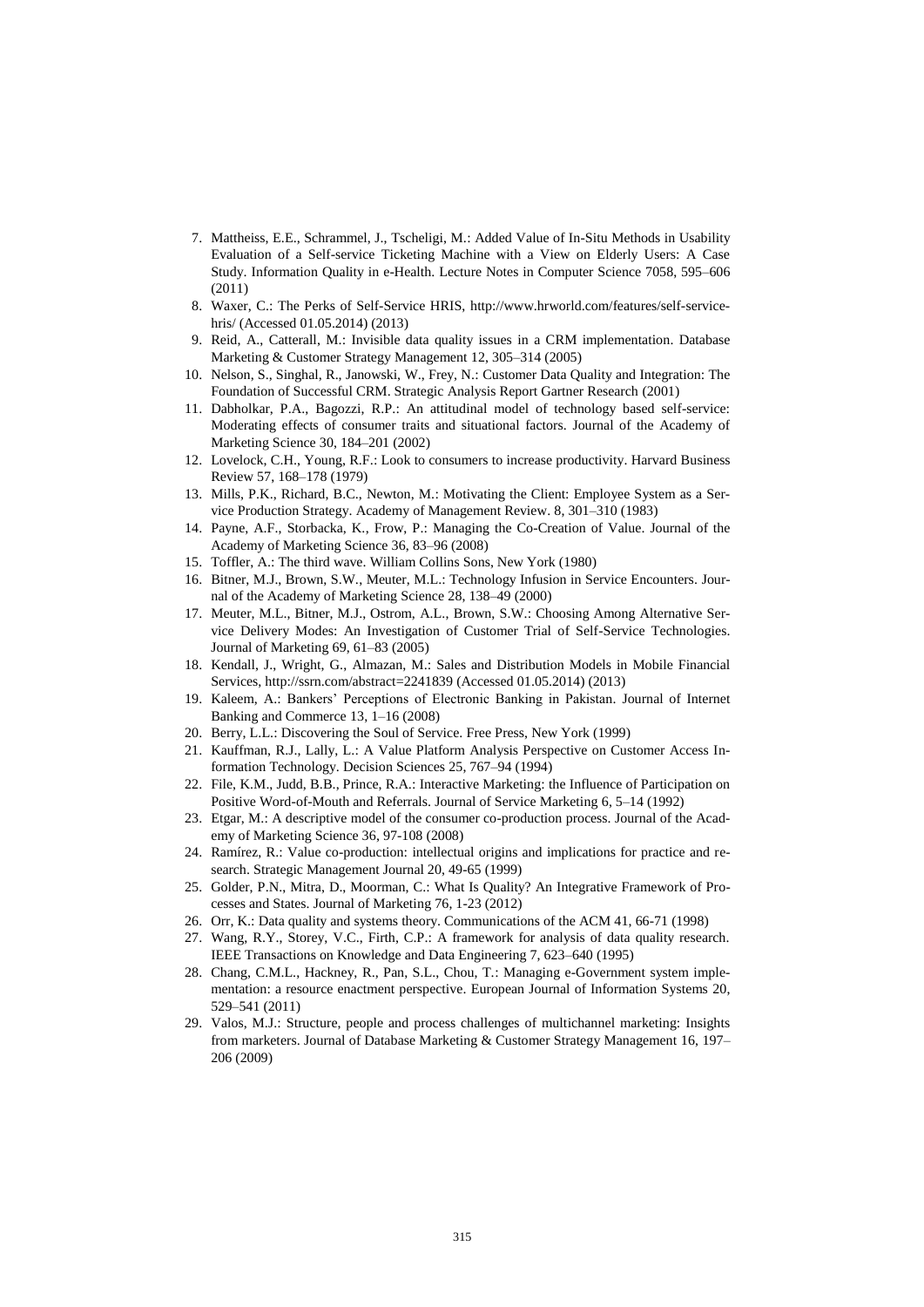7. Mattheiss, E.E., Schrammel, J., Tscheligi, M.: Added Value of In-Situ Methods in Usability Evaluation of a Self-service Ticketing Machine with a View on Elderly Users: A Case Study. Information Quality in e-Health. Lecture Notes in Computer Science 7058, 595–606 (2011)
8. Waxer, C.: The Perks of Self-Service HRIS, http://www.hrworld.com/features/self-service-hris/ (Accessed 01.05.2014) (2013)
9. Reid, A., Catterall, M.: Invisible data quality issues in a CRM implementation. Database Marketing & Customer Strategy Management 12, 305–314 (2005)
10. Nelson, S., Singhal, R., Janowski, W., Frey, N.: Customer Data Quality and Integration: The Foundation of Successful CRM. Strategic Analysis Report Gartner Research (2001)
11. Dabholkar, P.A., Bagozzi, R.P.: An attitudinal model of technology based self-service: Moderating effects of consumer traits and situational factors. Journal of the Academy of Marketing Science 30, 184–201 (2002)
12. Lovelock, C.H., Young, R.F.: Look to consumers to increase productivity. Harvard Business Review 57, 168–178 (1979)
13. Mills, P.K., Richard, B.C., Newton, M.: Motivating the Client: Employee System as a Service Production Strategy. Academy of Management Review. 8, 301–310 (1983)
14. Payne, A.F., Storbacka, K., Frow, P.: Managing the Co-Creation of Value. Journal of the Academy of Marketing Science 36, 83–96 (2008)
15. Toffler, A.: The third wave. William Collins Sons, New York (1980)
16. Bitner, M.J., Brown, S.W., Meuter, M.L.: Technology Infusion in Service Encounters. Journal of the Academy of Marketing Science 28, 138–49 (2000)
17. Meuter, M.L., Bitner, M.J., Ostrom, A.L., Brown, S.W.: Choosing Among Alternative Service Delivery Modes: An Investigation of Customer Trial of Self-Service Technologies. Journal of Marketing 69, 61–83 (2005)
18. Kendall, J., Wright, G., Almazan, M.: Sales and Distribution Models in Mobile Financial Services, http://ssrn.com/abstract=2241839 (Accessed 01.05.2014) (2013)
19. Kaleem, A.: Bankers' Perceptions of Electronic Banking in Pakistan. Journal of Internet Banking and Commerce 13, 1–16 (2008)
20. Berry, L.L.: Discovering the Soul of Service. Free Press, New York (1999)
21. Kauffman, R.J., Lally, L.: A Value Platform Analysis Perspective on Customer Access Information Technology. Decision Sciences 25, 767–94 (1994)
22. File, K.M., Judd, B.B., Prince, R.A.: Interactive Marketing: the Influence of Participation on Positive Word-of-Mouth and Referrals. Journal of Service Marketing 6, 5–14 (1992)
23. Etgar, M.: A descriptive model of the consumer co-production process. Journal of the Academy of Marketing Science 36, 97-108 (2008)
24. Ramírez, R.: Value co-production: intellectual origins and implications for practice and research. Strategic Management Journal 20, 49-65 (1999)
25. Golder, P.N., Mitra, D., Moorman, C.: What Is Quality? An Integrative Framework of Processes and States. Journal of Marketing 76, 1-23 (2012)
26. Orr, K.: Data quality and systems theory. Communications of the ACM 41, 66-71 (1998)
27. Wang, R.Y., Storey, V.C., Firth, C.P.: A framework for analysis of data quality research. IEEE Transactions on Knowledge and Data Engineering 7, 623–640 (1995)
28. Chang, C.M.L., Hackney, R., Pan, S.L., Chou, T.: Managing e-Government system implementation: a resource enactment perspective. European Journal of Information Systems 20, 529–541 (2011)
29. Valos, M.J.: Structure, people and process challenges of multichannel marketing: Insights from marketers. Journal of Database Marketing & Customer Strategy Management 16, 197–206 (2009)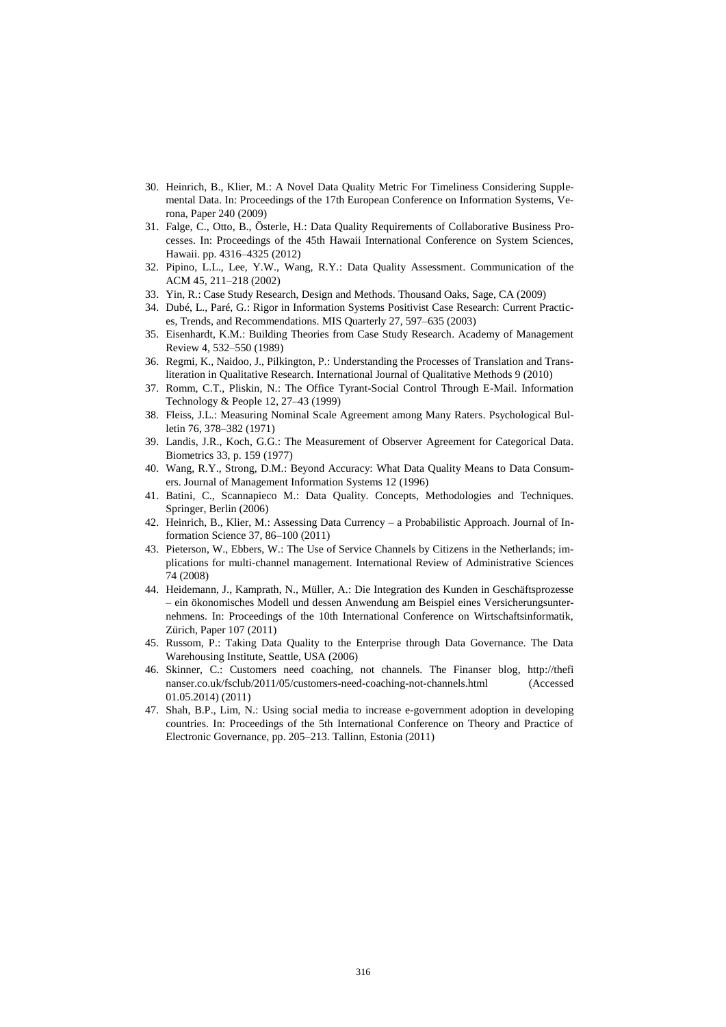30. Heinrich, B., Klier, M.: A Novel Data Quality Metric For Timeliness Considering Supplemental Data. In: Proceedings of the 17th European Conference on Information Systems, Verona, Paper 240 (2009)
31. Falge, C., Otto, B., Österle, H.: Data Quality Requirements of Collaborative Business Processes. In: Proceedings of the 45th Hawaii International Conference on System Sciences, Hawaii. pp. 4316–4325 (2012)
32. Pipino, L.L., Lee, Y.W., Wang, R.Y.: Data Quality Assessment. Communication of the ACM 45, 211–218 (2002)
33. Yin, R.: Case Study Research, Design and Methods. Thousand Oaks, Sage, CA (2009)
34. Dubé, L., Paré, G.: Rigor in Information Systems Positivist Case Research: Current Practices, Trends, and Recommendations. MIS Quarterly 27, 597–635 (2003)
35. Eisenhardt, K.M.: Building Theories from Case Study Research. Academy of Management Review 4, 532–550 (1989)
36. Regmi, K., Naidoo, J., Pilkington, P.: Understanding the Processes of Translation and Transliteration in Qualitative Research. International Journal of Qualitative Methods 9 (2010)
37. Romm, C.T., Pliskin, N.: The Office Tyrant-Social Control Through E-Mail. Information Technology & People 12, 27–43 (1999)
38. Fleiss, J.L.: Measuring Nominal Scale Agreement among Many Raters. Psychological Bulletin 76, 378–382 (1971)
39. Landis, J.R., Koch, G.G.: The Measurement of Observer Agreement for Categorical Data. Biometrics 33, p. 159 (1977)
40. Wang, R.Y., Strong, D.M.: Beyond Accuracy: What Data Quality Means to Data Consumers. Journal of Management Information Systems 12 (1996)
41. Batini, C., Scannapieco M.: Data Quality. Concepts, Methodologies and Techniques. Springer, Berlin (2006)
42. Heinrich, B., Klier, M.: Assessing Data Currency – a Probabilistic Approach. Journal of Information Science 37, 86–100 (2011)
43. Pieterson, W., Ebbers, W.: The Use of Service Channels by Citizens in the Netherlands; implications for multi-channel management. International Review of Administrative Sciences 74 (2008)
44. Heidemann, J., Kamprath, N., Müller, A.: Die Integration des Kunden in Geschäftsprozesse – ein ökonomisches Modell und dessen Anwendung am Beispiel eines Versicherungsunternehmens. In: Proceedings of the 10th International Conference on Wirtschaftsinformatik, Zürich, Paper 107 (2011)
45. Russom, P.: Taking Data Quality to the Enterprise through Data Governance. The Data Warehousing Institute, Seattle, USA (2006)
46. Skinner, C.: Customers need coaching, not channels. The Finanser blog, http://thefinanser.co.uk/fsclub/2011/05/customers-need-coaching-not-channels.html (Accessed 01.05.2014) (2011)
47. Shah, B.P., Lim, N.: Using social media to increase e-government adoption in developing countries. In: Proceedings of the 5th International Conference on Theory and Practice of Electronic Governance, pp. 205–213. Tallinn, Estonia (2011)